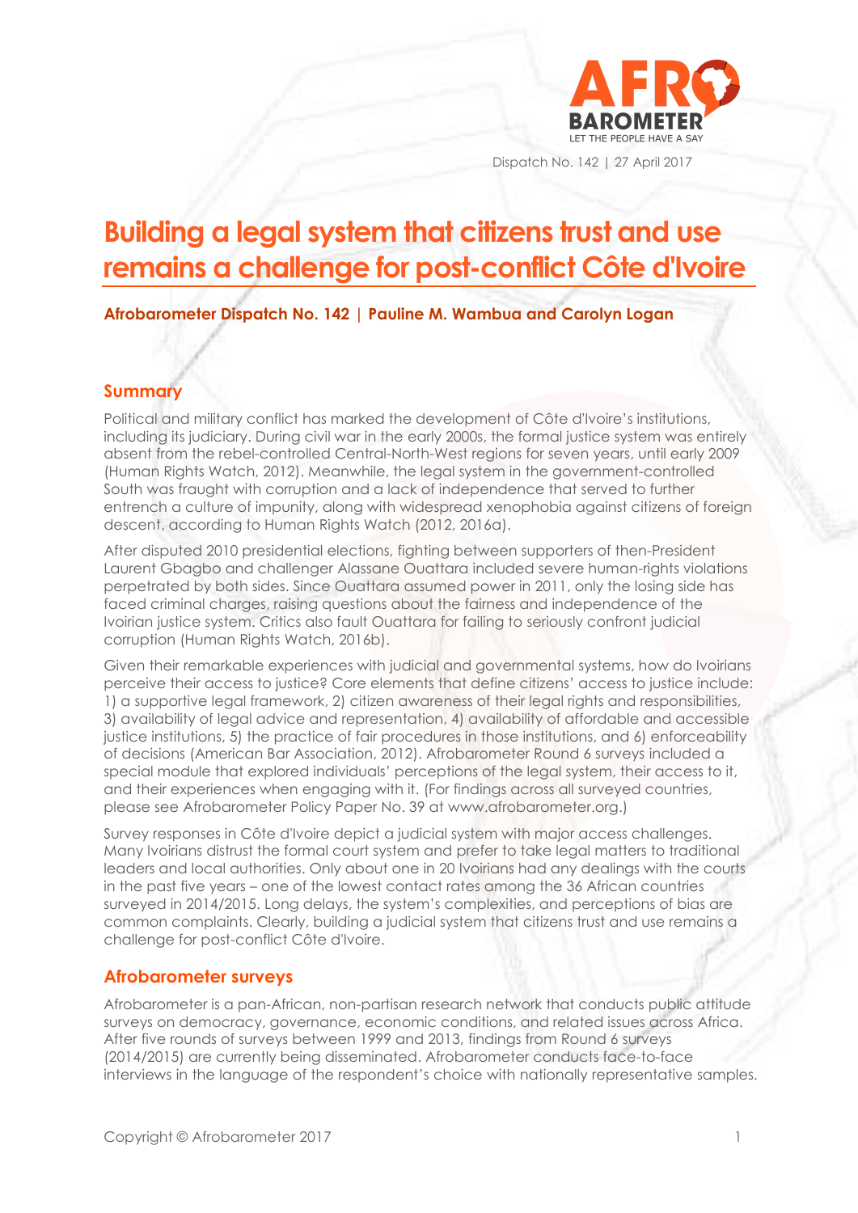# Building a legal system that citizens trust and use remains a challenge for post-conflict Côte d'Ivoire

**Afrobarometer Dispatch No. 142 | Pauline M. Wambua and Carolyn Logan**

## Summary

Political and military conflict has marked the development of Côte d'Ivoire's institutions, including its judiciary. During civil war in the early 2000s, the formal justice system was entirely absent from the rebel-controlled Central-North-West regions for seven years, until early 2009 (Human Rights Watch, 2012). Meanwhile, the legal system in the government-controlled South was fraught with corruption and a lack of independence that served to further entrench a culture of impunity, along with widespread xenophobia against citizens of foreign descent, according to Human Rights Watch (2012, 2016a).

After disputed 2010 presidential elections, fighting between supporters of then-President Laurent Gbagbo and challenger Alassane Ouattara included severe human-rights violations perpetrated by both sides. Since Ouattara assumed power in 2011, only the losing side has faced criminal charges, raising questions about the fairness and independence of the Ivoirian justice system. Critics also fault Ouattara for failing to seriously confront judicial corruption (Human Rights Watch, 2016b).

Given their remarkable experiences with judicial and governmental systems, how do Ivoirians perceive their access to justice? Core elements that define citizens' access to justice include: 1) a supportive legal framework, 2) citizen awareness of their legal rights and responsibilities, 3) availability of legal advice and representation, 4) availability of affordable and accessible justice institutions, 5) the practice of fair procedures in those institutions, and 6) enforceability of decisions (American Bar Association, 2012). Afrobarometer Round 6 surveys included a special module that explored individuals' perceptions of the legal system, their access to it, and their experiences when engaging with it. (For findings across all surveyed countries, please see Afrobarometer Policy Paper No. 39 at www.afrobarometer.org.)

Survey responses in Côte d'Ivoire depict a judicial system with major access challenges. Many Ivoirians distrust the formal court system and prefer to take legal matters to traditional leaders and local authorities. Only about one in 20 Ivoirians had any dealings with the courts in the past five years – one of the lowest contact rates among the 36 African countries surveyed in 2014/2015. Long delays, the system's complexities, and perceptions of bias are common complaints. Clearly, building a judicial system that citizens trust and use remains a challenge for post-conflict Côte d'Ivoire.

## Afrobarometer surveys

Afrobarometer is a pan-African, non-partisan research network that conducts public attitude surveys on democracy, governance, economic conditions, and related issues across Africa. After five rounds of surveys between 1999 and 2013, findings from Round 6 surveys (2014/2015) are currently being disseminated. Afrobarometer conducts face-to-face interviews in the language of the respondent's choice with nationally representative samples.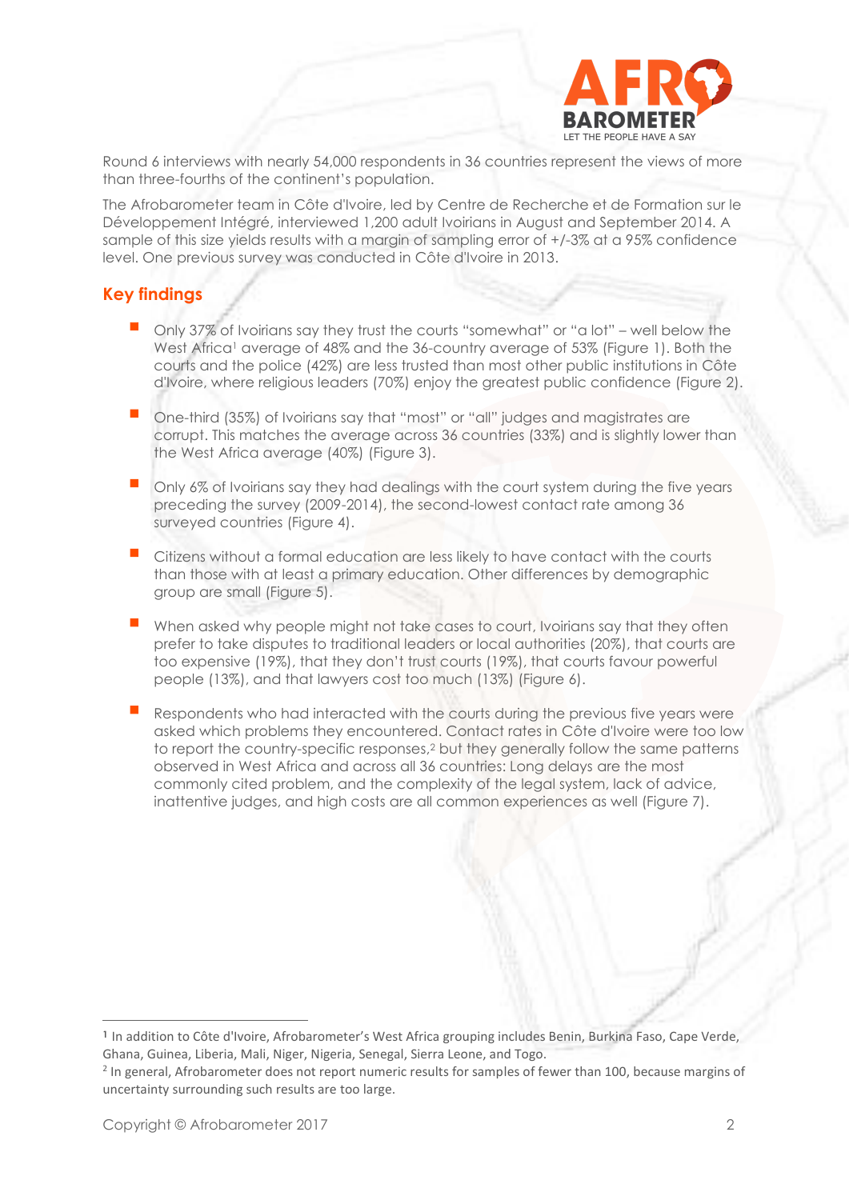Round 6 interviews with nearly 54,000 respondents in 36 countries represent the views of more than three-fourths of the continent's population.

The Afrobarometer team in Côte d'Ivoire, led by Centre de Recherche et de Formation sur le Développement Intégré, interviewed 1,200 adult Ivoirians in August and September 2014. A sample of this size yields results with a margin of sampling error of +/-3% at a 95% confidence level. One previous survey was conducted in Côte d'Ivoire in 2013.

## Key findings

- Only 37% of Ivoirians say they trust the courts "somewhat" or "a lot" – well below the West Africa[1] average of 48% and the 36-country average of 53% (Figure 1). Both the courts and the police (42%) are less trusted than most other public institutions in Côte d'Ivoire, where religious leaders (70%) enjoy the greatest public confidence (Figure 2).
- One-third (35%) of Ivoirians say that "most" or "all" judges and magistrates are corrupt. This matches the average across 36 countries (33%) and is slightly lower than the West Africa average (40%) (Figure 3).
- Only 6% of Ivoirians say they had dealings with the court system during the five years preceding the survey (2009-2014), the second-lowest contact rate among 36 surveyed countries (Figure 4).
- Citizens without a formal education are less likely to have contact with the courts than those with at least a primary education. Other differences by demographic group are small (Figure 5).
- When asked why people might not take cases to court, Ivoirians say that they often prefer to take disputes to traditional leaders or local authorities (20%), that courts are too expensive (19%), that they don't trust courts (19%), that courts favour powerful people (13%), and that lawyers cost too much (13%) (Figure 6).
- Respondents who had interacted with the courts during the previous five years were asked which problems they encountered. Contact rates in Côte d'Ivoire were too low to report the country-specific responses,[2] but they generally follow the same patterns observed in West Africa and across all 36 countries: Long delays are the most commonly cited problem, and the complexity of the legal system, lack of advice, inattentive judges, and high costs are all common experiences as well (Figure 7).

---

[1] In addition to Côte d'Ivoire, Afrobarometer's West Africa grouping includes Benin, Burkina Faso, Cape Verde, Ghana, Guinea, Liberia, Mali, Niger, Nigeria, Senegal, Sierra Leone, and Togo.

[2] In general, Afrobarometer does not report numeric results for samples of fewer than 100, because margins of uncertainty surrounding such results are too large.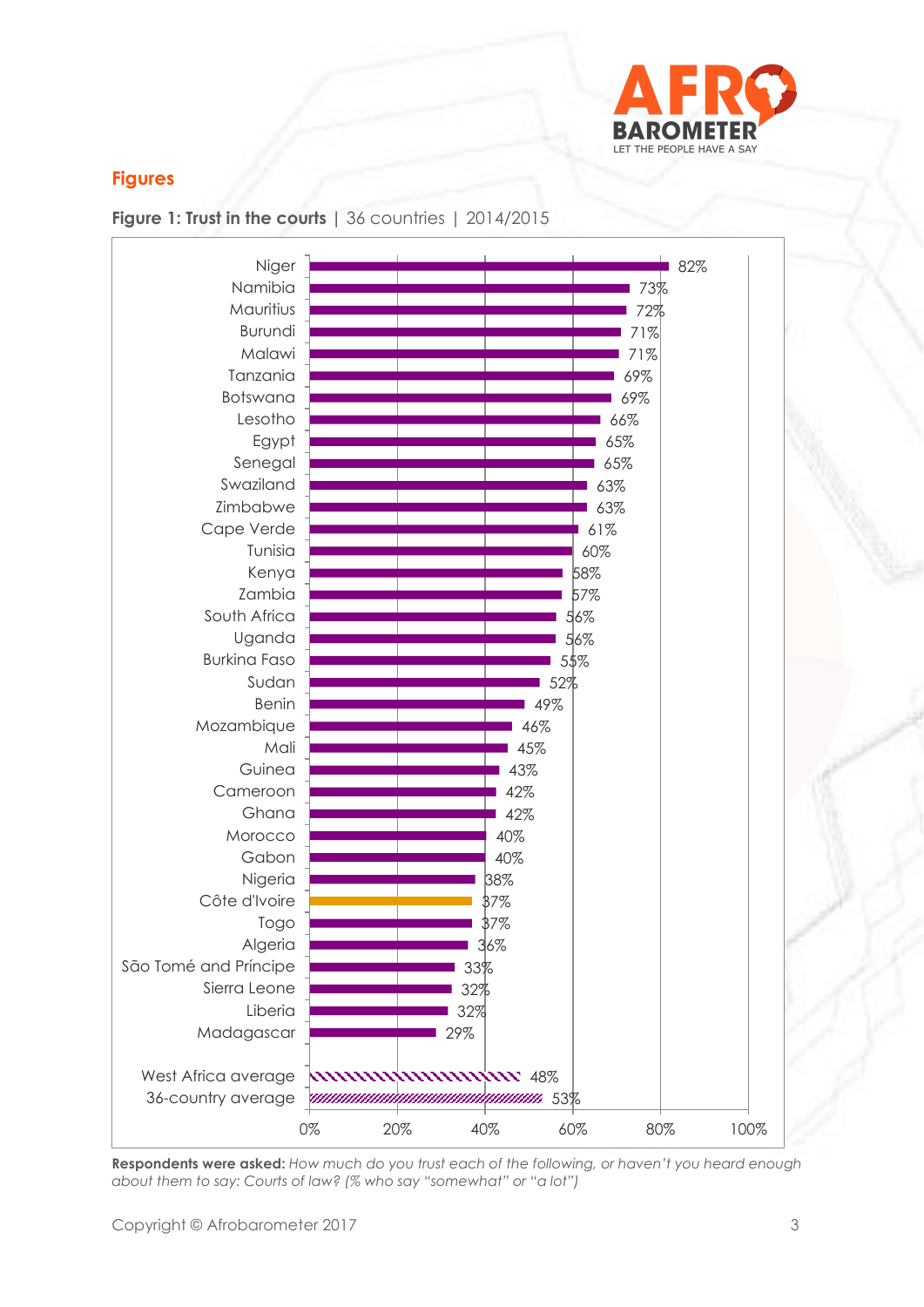## Figures

**Figure 1: Trust in the courts** | 36 countries | 2014/2015

| Country | % |
|---|---|
| Niger | 82% |
| Namibia | 73% |
| Mauritius | 72% |
| Burundi | 71% |
| Malawi | 71% |
| Tanzania | 69% |
| Botswana | 69% |
| Lesotho | 66% |
| Egypt | 65% |
| Senegal | 65% |
| Swaziland | 63% |
| Zimbabwe | 63% |
| Cape Verde | 61% |
| Tunisia | 60% |
| Kenya | 58% |
| Zambia | 57% |
| South Africa | 56% |
| Uganda | 56% |
| Burkina Faso | 55% |
| Sudan | 52% |
| Benin | 49% |
| Mozambique | 46% |
| Mali | 45% |
| Guinea | 43% |
| Cameroon | 42% |
| Ghana | 42% |
| Morocco | 40% |
| Gabon | 40% |
| Nigeria | 38% |
| Côte d'Ivoire | 37% |
| Togo | 37% |
| Algeria | 36% |
| São Tomé and Príncipe | 33% |
| Sierra Leone | 32% |
| Liberia | 32% |
| Madagascar | 29% |
| West Africa average | 48% |
| 36-country average | 53% |

**Respondents were asked:** *How much do you trust each of the following, or haven't you heard enough about them to say: Courts of law? (% who say "somewhat" or "a lot")*

Copyright © Afrobarometer 2017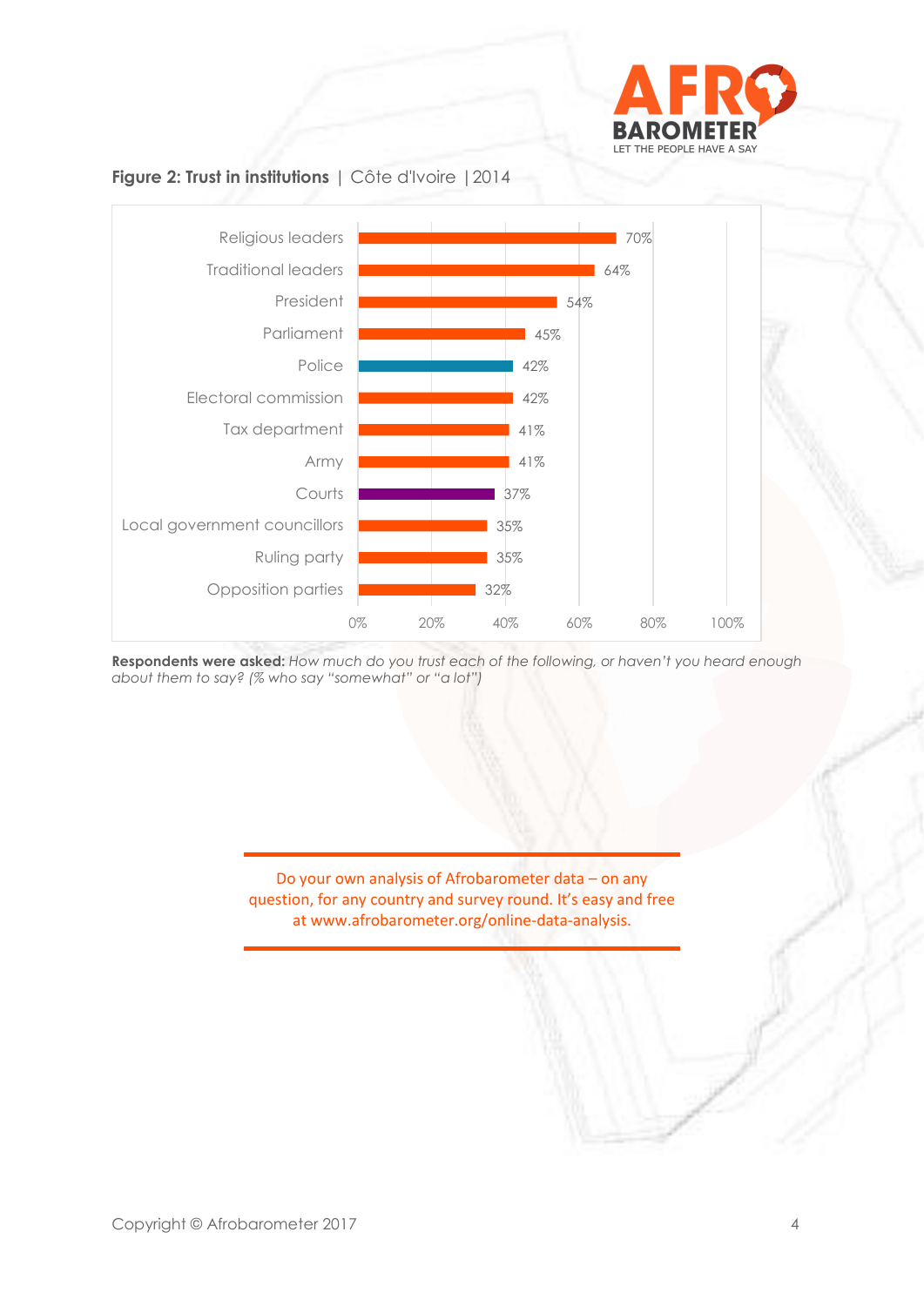**Figure 2: Trust in institutions** | Côte d'Ivoire | 2014

| Institution | % |
|---|---|
| Religious leaders | 70% |
| Traditional leaders | 64% |
| President | 54% |
| Parliament | 45% |
| Police | 42% |
| Electoral commission | 42% |
| Tax department | 41% |
| Army | 41% |
| Courts | 37% |
| Local government councillors | 35% |
| Ruling party | 35% |
| Opposition parties | 32% |

**Respondents were asked:** *How much do you trust each of the following, or haven't you heard enough about them to say? (% who say "somewhat" or "a lot")*

Do your own analysis of Afrobarometer data – on any question, for any country and survey round. It's easy and free at www.afrobarometer.org/online-data-analysis.

Copyright © Afrobarometer 2017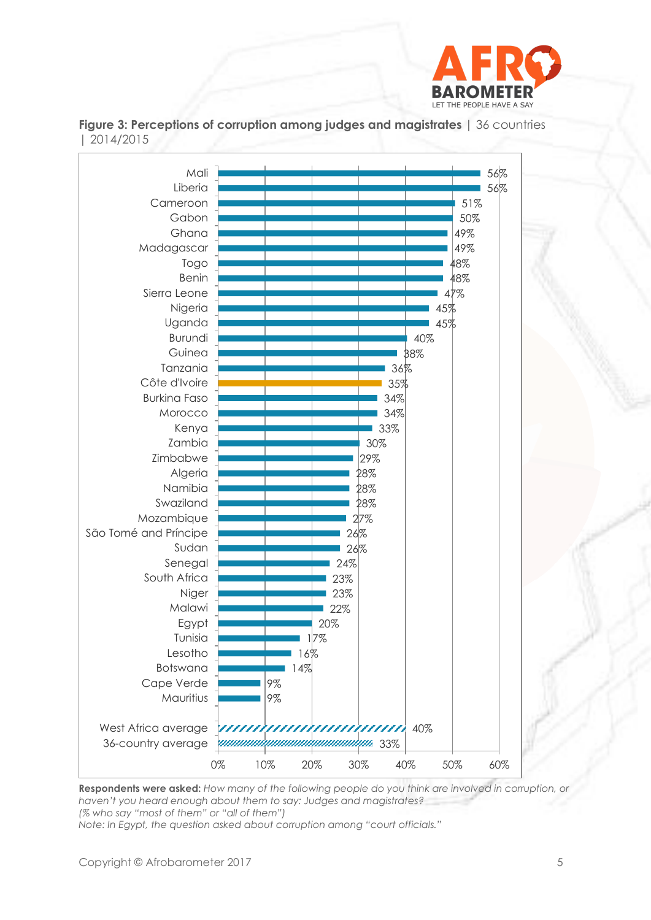**Figure 3: Perceptions of corruption among judges and magistrates** | 36 countries | 2014/2015

| Country | % |
|---|---|
| Mali | 56% |
| Liberia | 56% |
| Cameroon | 51% |
| Gabon | 50% |
| Ghana | 49% |
| Madagascar | 49% |
| Togo | 48% |
| Benin | 48% |
| Sierra Leone | 47% |
| Nigeria | 45% |
| Uganda | 45% |
| Burundi | 40% |
| Guinea | 38% |
| Tanzania | 36% |
| Côte d'Ivoire | 35% |
| Burkina Faso | 34% |
| Morocco | 34% |
| Kenya | 33% |
| Zambia | 30% |
| Zimbabwe | 29% |
| Algeria | 28% |
| Namibia | 28% |
| Swaziland | 28% |
| Mozambique | 27% |
| São Tomé and Príncipe | 26% |
| Sudan | 26% |
| Senegal | 24% |
| South Africa | 23% |
| Niger | 23% |
| Malawi | 22% |
| Egypt | 20% |
| Tunisia | 17% |
| Lesotho | 16% |
| Botswana | 14% |
| Cape Verde | 9% |
| Mauritius | 9% |
| West Africa average | 40% |
| 36-country average | 33% |

**Respondents were asked:** *How many of the following people do you think are involved in corruption, or haven't you heard enough about them to say: Judges and magistrates?*
*(% who say "most of them" or "all of them")*
*Note: In Egypt, the question asked about corruption among "court officials."*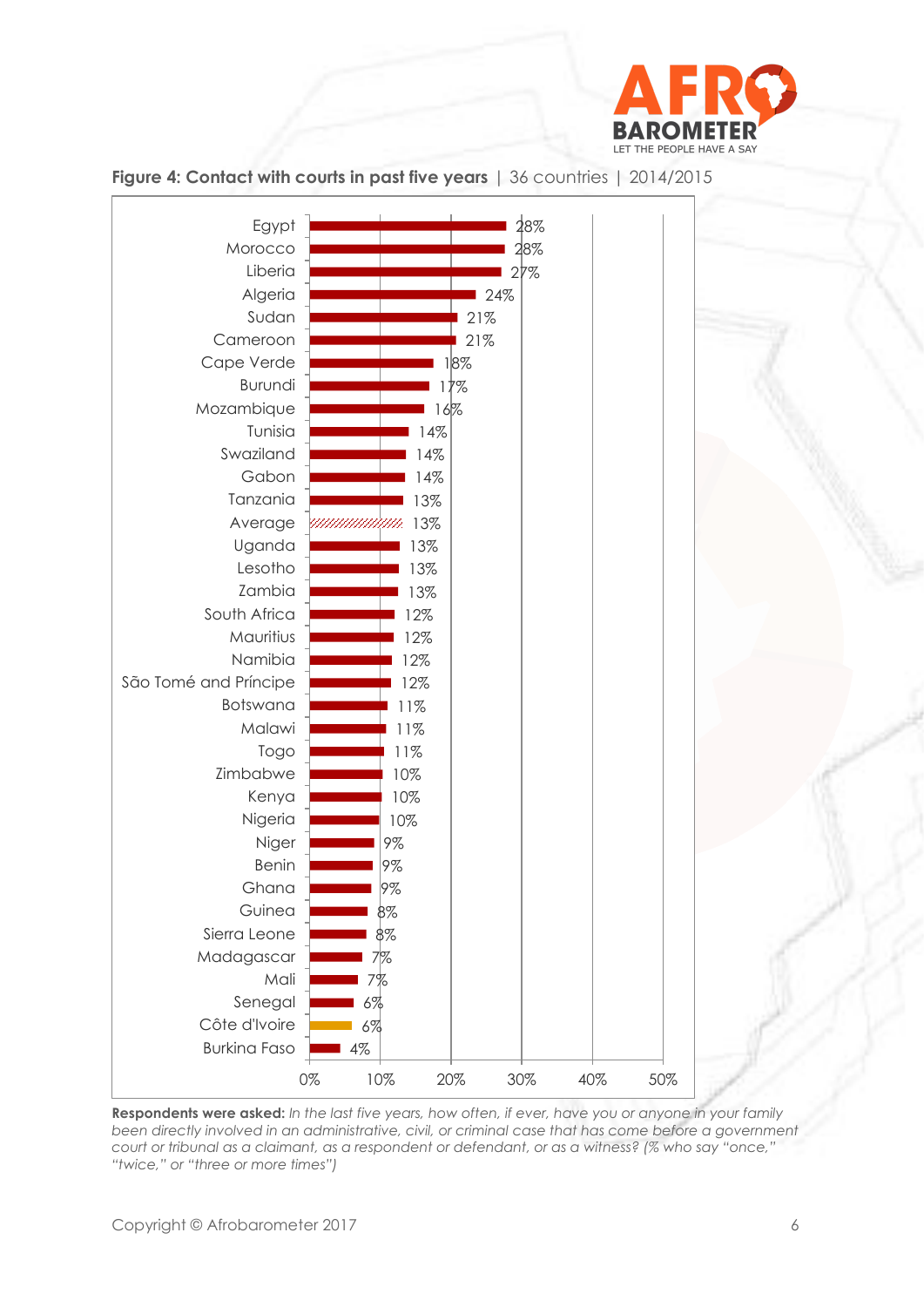**Figure 4: Contact with courts in past five years** | 36 countries | 2014/2015

| Country | % |
|---|---|
| Egypt | 28% |
| Morocco | 28% |
| Liberia | 27% |
| Algeria | 24% |
| Sudan | 21% |
| Cameroon | 21% |
| Cape Verde | 18% |
| Burundi | 17% |
| Mozambique | 16% |
| Tunisia | 14% |
| Swaziland | 14% |
| Gabon | 14% |
| Tanzania | 13% |
| Average | 13% |
| Uganda | 13% |
| Lesotho | 13% |
| Zambia | 13% |
| South Africa | 12% |
| Mauritius | 12% |
| Namibia | 12% |
| São Tomé and Príncipe | 12% |
| Botswana | 11% |
| Malawi | 11% |
| Togo | 11% |
| Zimbabwe | 10% |
| Kenya | 10% |
| Nigeria | 10% |
| Niger | 9% |
| Benin | 9% |
| Ghana | 9% |
| Guinea | 8% |
| Sierra Leone | 8% |
| Madagascar | 7% |
| Mali | 7% |
| Senegal | 6% |
| Côte d'Ivoire | 6% |
| Burkina Faso | 4% |

**Respondents were asked:** *In the last five years, how often, if ever, have you or anyone in your family been directly involved in an administrative, civil, or criminal case that has come before a government court or tribunal as a claimant, as a respondent or defendant, or as a witness? (% who say "once," "twice," or "three or more times")*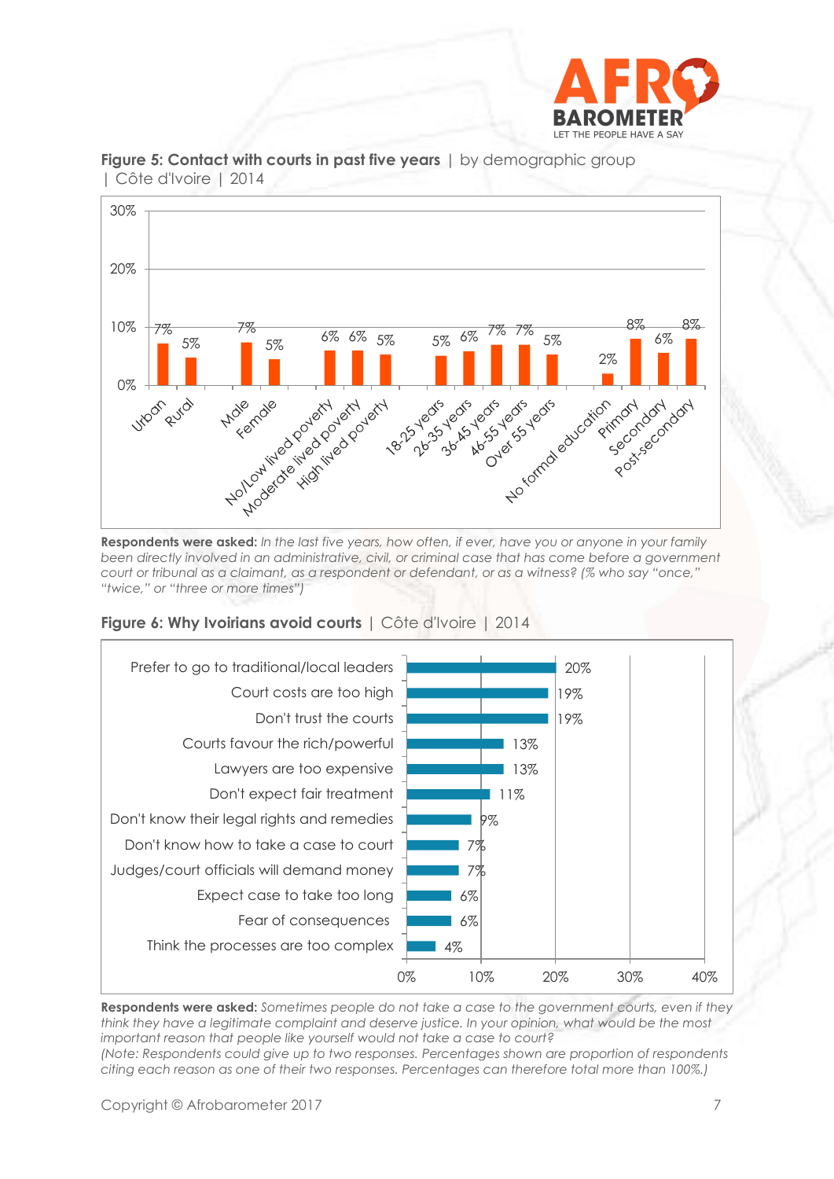**Figure 5: Contact with courts in past five years** | by demographic group | Côte d'Ivoire | 2014

| Group | % |
|---|---|
| Urban | 7% |
| Rural | 5% |
| Male | 7% |
| Female | 5% |
| No/Low lived poverty | 6% |
| Moderate lived poverty | 6% |
| High lived poverty | 5% |
| 18-25 years | 5% |
| 26-35 years | 6% |
| 36-45 years | 7% |
| 46-55 years | 7% |
| Over 55 years | 5% |
| No formal education | 2% |
| Primary | 8% |
| Secondary | 6% |
| Post-secondary | 8% |

**Respondents were asked:** *In the last five years, how often, if ever, have you or anyone in your family been directly involved in an administrative, civil, or criminal case that has come before a government court or tribunal as a claimant, as a respondent or defendant, or as a witness? (% who say "once," "twice," or "three or more times")*

**Figure 6: Why Ivoirians avoid courts** | Côte d'Ivoire | 2014

| Reason | % |
|---|---|
| Prefer to go to traditional/local leaders | 20% |
| Court costs are too high | 19% |
| Don't trust the courts | 19% |
| Courts favour the rich/powerful | 13% |
| Lawyers are too expensive | 13% |
| Don't expect fair treatment | 11% |
| Don't know their legal rights and remedies | 9% |
| Don't know how to take a case to court | 7% |
| Judges/court officials will demand money | 7% |
| Expect case to take too long | 6% |
| Fear of consequences | 6% |
| Think the processes are too complex | 4% |

**Respondents were asked:** *Sometimes people do not take a case to the government courts, even if they think they have a legitimate complaint and deserve justice. In your opinion, what would be the most important reason that people like yourself would not take a case to court?*
*(Note: Respondents could give up to two responses. Percentages shown are proportion of respondents citing each reason as one of their two responses. Percentages can therefore total more than 100%.)*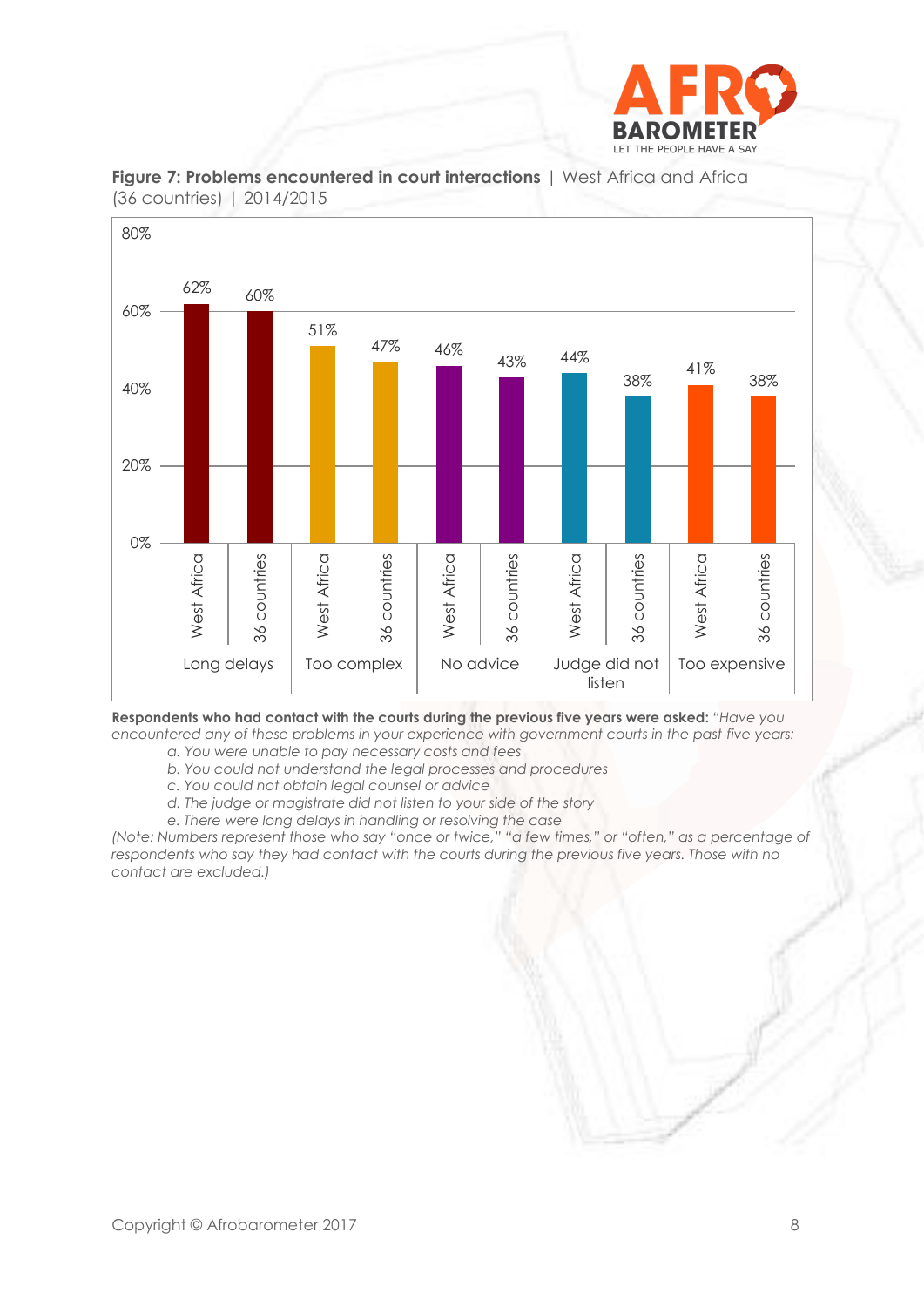**Figure 7: Problems encountered in court interactions** | West Africa and Africa (36 countries) | 2014/2015

| | West Africa | 36 countries |
|---|---|---|
| Long delays | 62% | 60% |
| Too complex | 51% | 47% |
| No advice | 46% | 43% |
| Judge did not listen | 44% | 38% |
| Too expensive | 41% | 38% |

**Respondents who had contact with the courts during the previous five years were asked:** *"Have you encountered any of these problems in your experience with government courts in the past five years:*

*a. You were unable to pay necessary costs and fees*
*b. You could not understand the legal processes and procedures*
*c. You could not obtain legal counsel or advice*
*d. The judge or magistrate did not listen to your side of the story*
*e. There were long delays in handling or resolving the case*

*(Note: Numbers represent those who say "once or twice," "a few times," or "often," as a percentage of respondents who say they had contact with the courts during the previous five years. Those with no contact are excluded.)*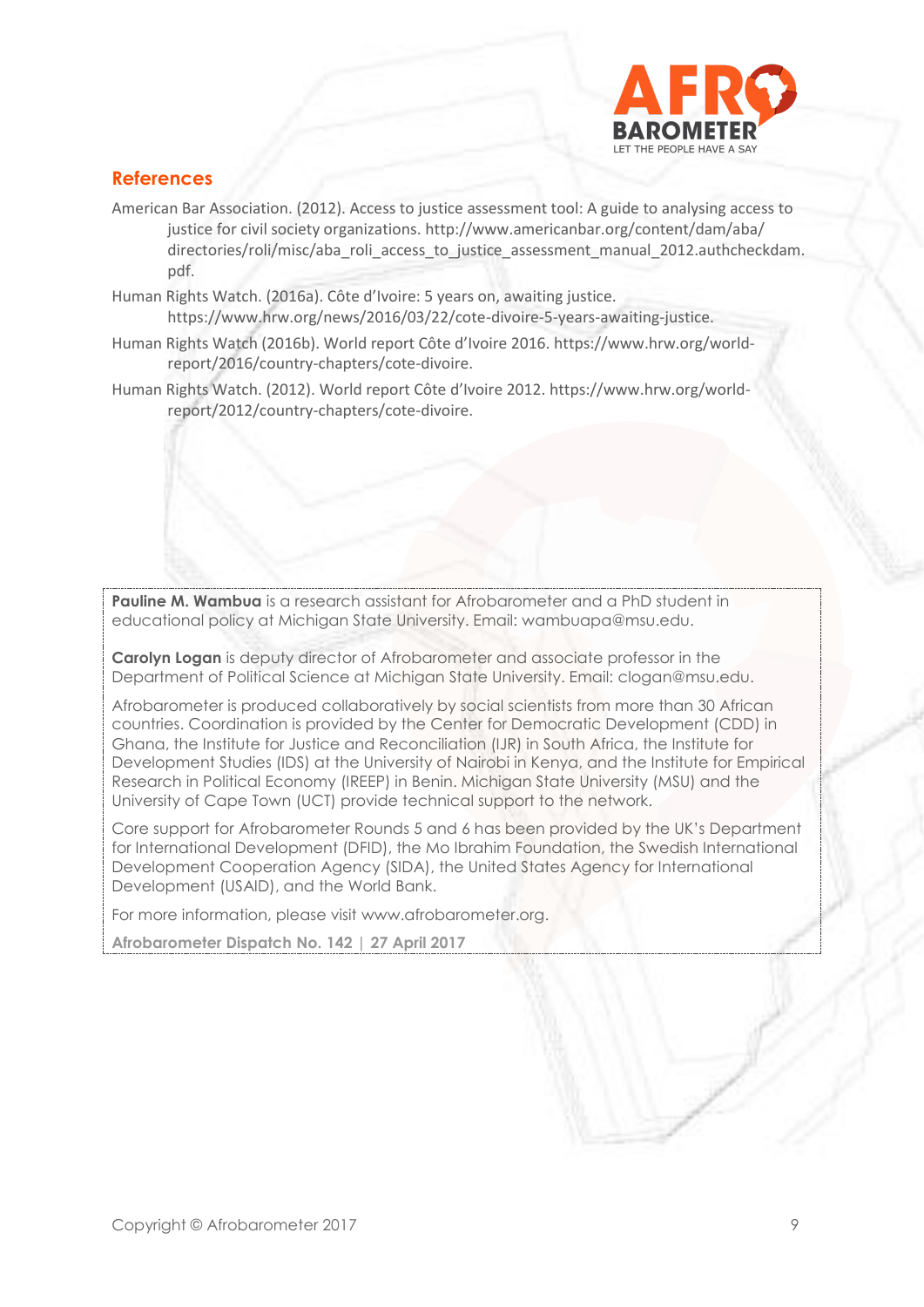## References

American Bar Association. (2012). Access to justice assessment tool: A guide to analysing access to justice for civil society organizations. http://www.americanbar.org/content/dam/aba/directories/roli/misc/aba_roli_access_to_justice_assessment_manual_2012.authcheckdam.pdf.

Human Rights Watch. (2016a). Côte d'Ivoire: 5 years on, awaiting justice. https://www.hrw.org/news/2016/03/22/cote-divoire-5-years-awaiting-justice.

Human Rights Watch (2016b). World report Côte d'Ivoire 2016. https://www.hrw.org/world-report/2016/country-chapters/cote-divoire.

Human Rights Watch. (2012). World report Côte d'Ivoire 2012. https://www.hrw.org/world-report/2012/country-chapters/cote-divoire.

**Pauline M. Wambua** is a research assistant for Afrobarometer and a PhD student in educational policy at Michigan State University. Email: wambuapa@msu.edu.

**Carolyn Logan** is deputy director of Afrobarometer and associate professor in the Department of Political Science at Michigan State University. Email: clogan@msu.edu.

Afrobarometer is produced collaboratively by social scientists from more than 30 African countries. Coordination is provided by the Center for Democratic Development (CDD) in Ghana, the Institute for Justice and Reconciliation (IJR) in South Africa, the Institute for Development Studies (IDS) at the University of Nairobi in Kenya, and the Institute for Empirical Research in Political Economy (IREEP) in Benin. Michigan State University (MSU) and the University of Cape Town (UCT) provide technical support to the network.

Core support for Afrobarometer Rounds 5 and 6 has been provided by the UK's Department for International Development (DFID), the Mo Ibrahim Foundation, the Swedish International Development Cooperation Agency (SIDA), the United States Agency for International Development (USAID), and the World Bank.

For more information, please visit www.afrobarometer.org.

**Afrobarometer Dispatch No. 142 | 27 April 2017**

Copyright © Afrobarometer 2017